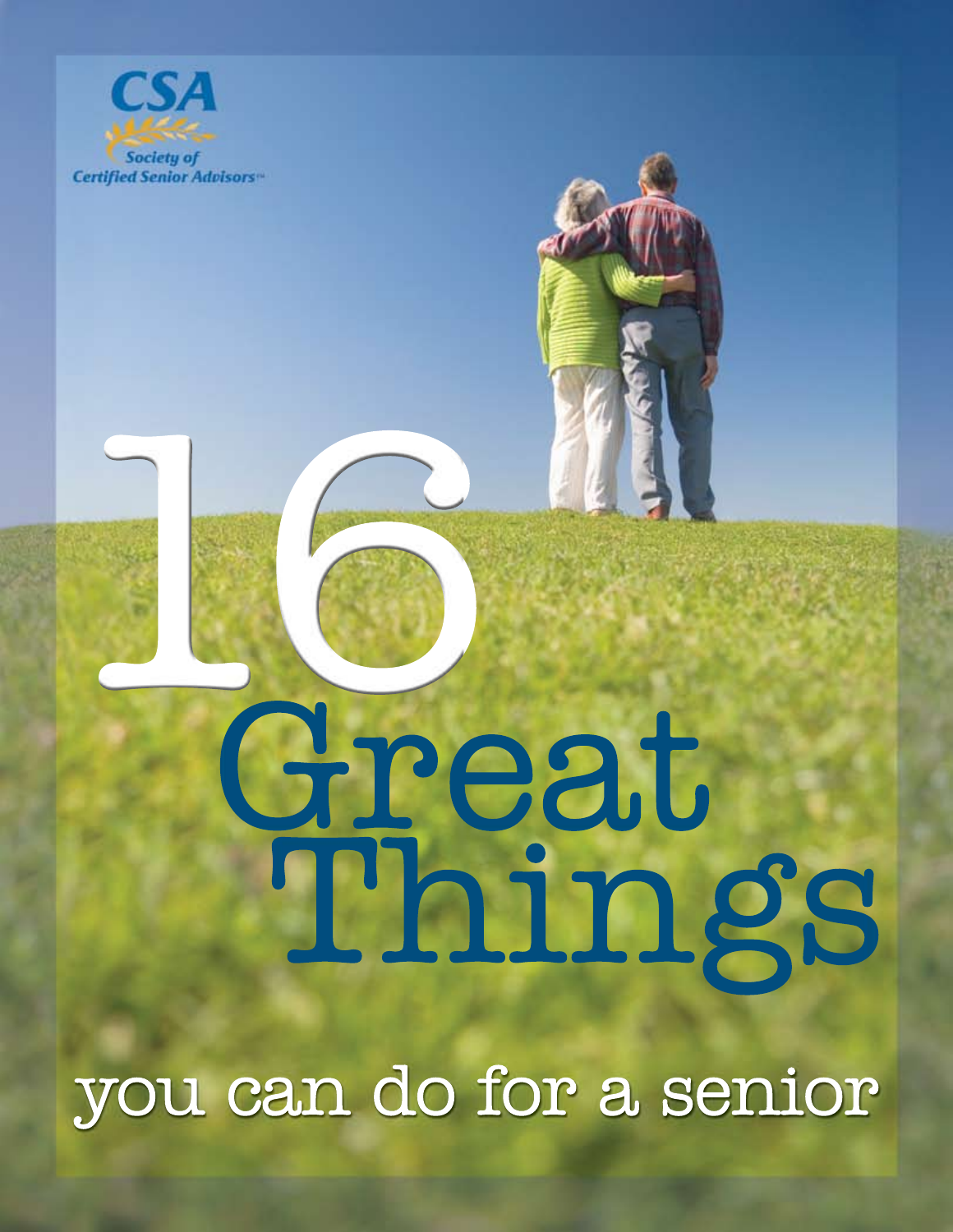CSA

Society of Certified Senior Advisors™

# 16 Great Things

## you can do for a senior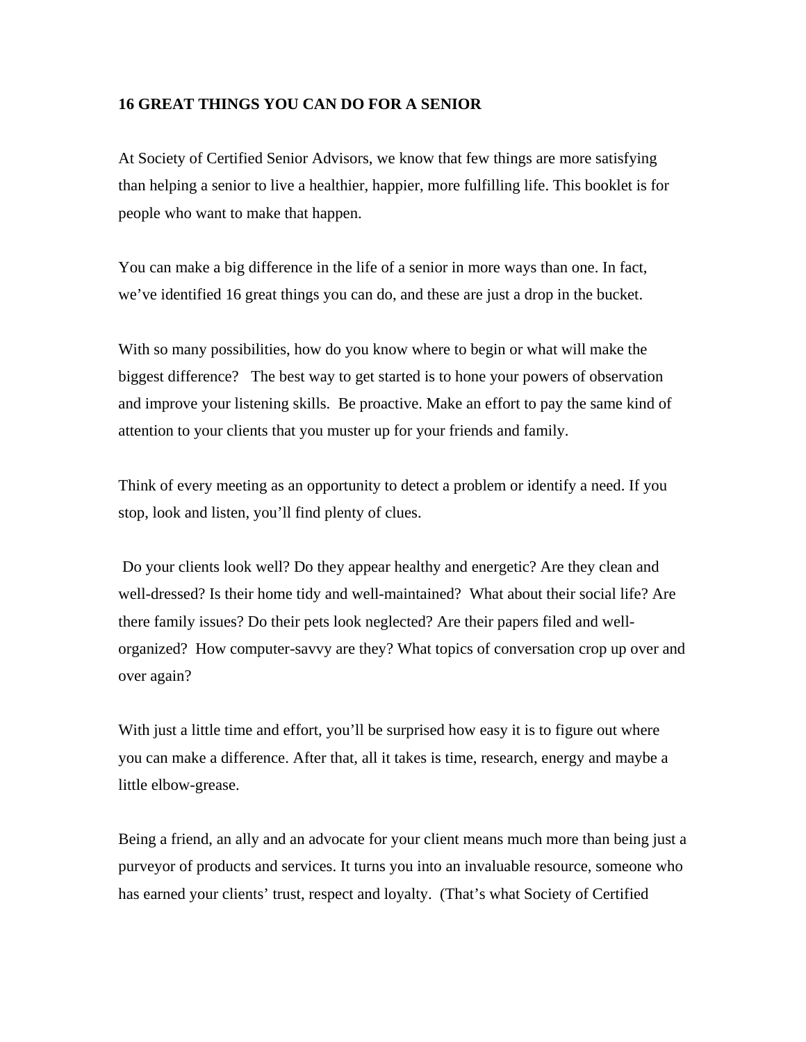**16 GREAT THINGS YOU CAN DO FOR A SENIOR**

At Society of Certified Senior Advisors, we know that few things are more satisfying than helping a senior to live a healthier, happier, more fulfilling life. This booklet is for people who want to make that happen.

You can make a big difference in the life of a senior in more ways than one. In fact, we've identified 16 great things you can do, and these are just a drop in the bucket.

With so many possibilities, how do you know where to begin or what will make the biggest difference? The best way to get started is to hone your powers of observation and improve your listening skills. Be proactive. Make an effort to pay the same kind of attention to your clients that you muster up for your friends and family.

Think of every meeting as an opportunity to detect a problem or identify a need. If you stop, look and listen, you'll find plenty of clues.

Do your clients look well? Do they appear healthy and energetic? Are they clean and well-dressed? Is their home tidy and well-maintained? What about their social life? Are there family issues? Do their pets look neglected? Are their papers filed and well-organized? How computer-savvy are they? What topics of conversation crop up over and over again?

With just a little time and effort, you'll be surprised how easy it is to figure out where you can make a difference. After that, all it takes is time, research, energy and maybe a little elbow-grease.

Being a friend, an ally and an advocate for your client means much more than being just a purveyor of products and services. It turns you into an invaluable resource, someone who has earned your clients' trust, respect and loyalty. (That's what Society of Certified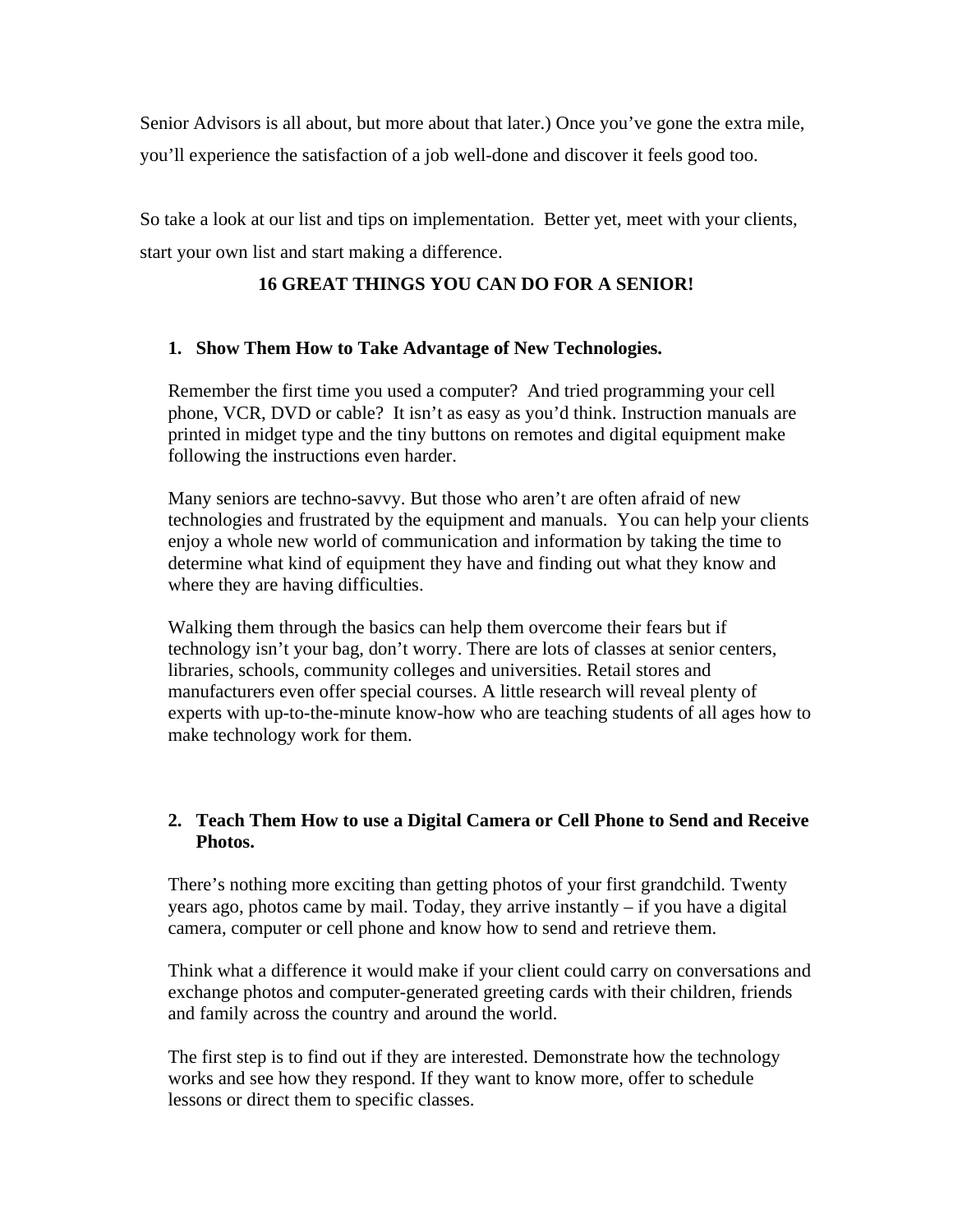Senior Advisors is all about, but more about that later.) Once you've gone the extra mile, you'll experience the satisfaction of a job well-done and discover it feels good too.

So take a look at our list and tips on implementation. Better yet, meet with your clients, start your own list and start making a difference.

## 16 GREAT THINGS YOU CAN DO FOR A SENIOR!

### 1. Show Them How to Take Advantage of New Technologies.

Remember the first time you used a computer? And tried programming your cell phone, VCR, DVD or cable? It isn't as easy as you'd think. Instruction manuals are printed in midget type and the tiny buttons on remotes and digital equipment make following the instructions even harder.

Many seniors are techno-savvy. But those who aren't are often afraid of new technologies and frustrated by the equipment and manuals. You can help your clients enjoy a whole new world of communication and information by taking the time to determine what kind of equipment they have and finding out what they know and where they are having difficulties.

Walking them through the basics can help them overcome their fears but if technology isn't your bag, don't worry. There are lots of classes at senior centers, libraries, schools, community colleges and universities. Retail stores and manufacturers even offer special courses. A little research will reveal plenty of experts with up-to-the-minute know-how who are teaching students of all ages how to make technology work for them.

### 2. Teach Them How to use a Digital Camera or Cell Phone to Send and Receive Photos.

There's nothing more exciting than getting photos of your first grandchild. Twenty years ago, photos came by mail. Today, they arrive instantly – if you have a digital camera, computer or cell phone and know how to send and retrieve them.

Think what a difference it would make if your client could carry on conversations and exchange photos and computer-generated greeting cards with their children, friends and family across the country and around the world.

The first step is to find out if they are interested. Demonstrate how the technology works and see how they respond. If they want to know more, offer to schedule lessons or direct them to specific classes.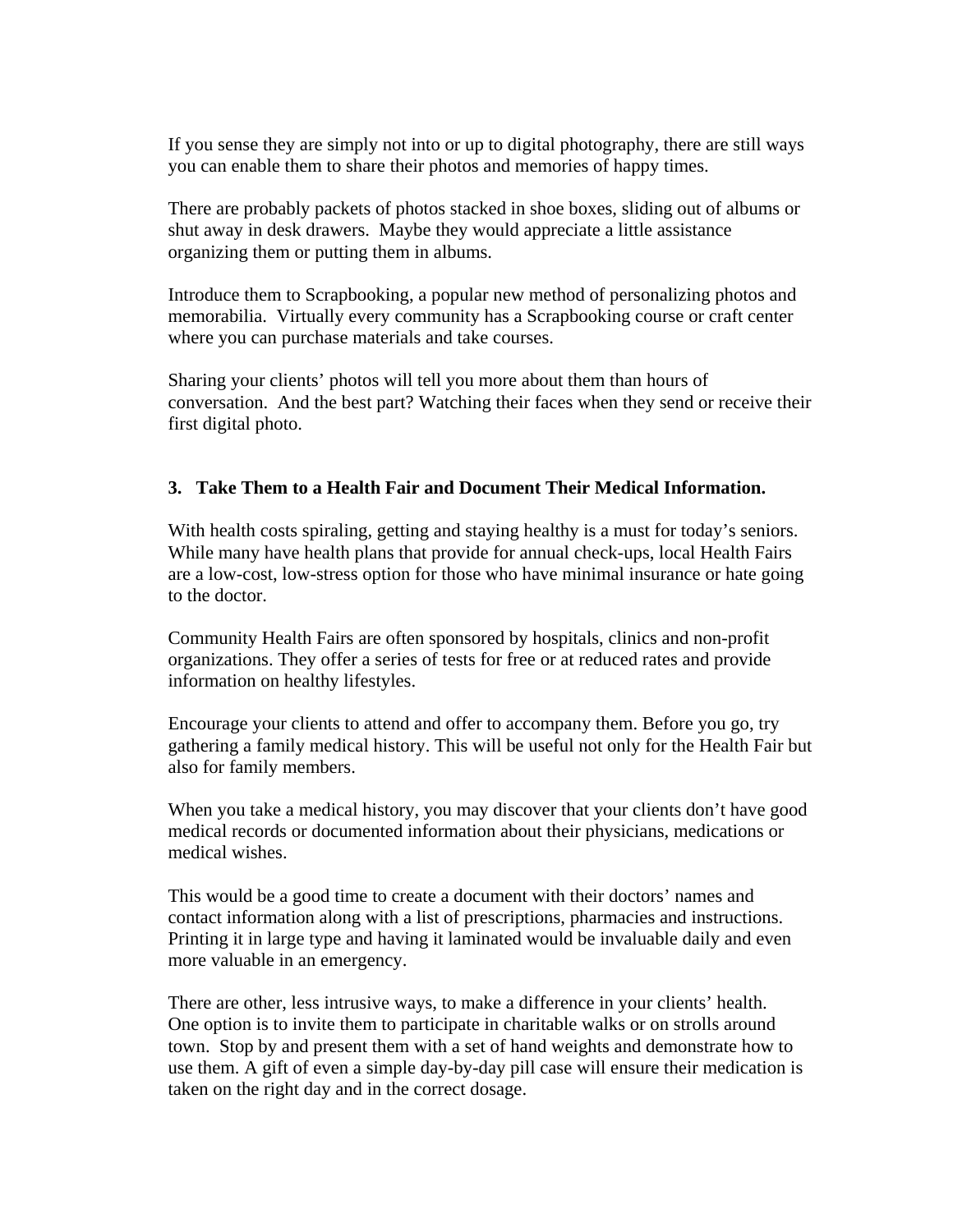If you sense they are simply not into or up to digital photography, there are still ways you can enable them to share their photos and memories of happy times.

There are probably packets of photos stacked in shoe boxes, sliding out of albums or shut away in desk drawers. Maybe they would appreciate a little assistance organizing them or putting them in albums.

Introduce them to Scrapbooking, a popular new method of personalizing photos and memorabilia. Virtually every community has a Scrapbooking course or craft center where you can purchase materials and take courses.

Sharing your clients' photos will tell you more about them than hours of conversation. And the best part? Watching their faces when they send or receive their first digital photo.

### 3. Take Them to a Health Fair and Document Their Medical Information.

With health costs spiraling, getting and staying healthy is a must for today's seniors. While many have health plans that provide for annual check-ups, local Health Fairs are a low-cost, low-stress option for those who have minimal insurance or hate going to the doctor.

Community Health Fairs are often sponsored by hospitals, clinics and non-profit organizations. They offer a series of tests for free or at reduced rates and provide information on healthy lifestyles.

Encourage your clients to attend and offer to accompany them. Before you go, try gathering a family medical history. This will be useful not only for the Health Fair but also for family members.

When you take a medical history, you may discover that your clients don't have good medical records or documented information about their physicians, medications or medical wishes.

This would be a good time to create a document with their doctors' names and contact information along with a list of prescriptions, pharmacies and instructions. Printing it in large type and having it laminated would be invaluable daily and even more valuable in an emergency.

There are other, less intrusive ways, to make a difference in your clients' health. One option is to invite them to participate in charitable walks or on strolls around town. Stop by and present them with a set of hand weights and demonstrate how to use them. A gift of even a simple day-by-day pill case will ensure their medication is taken on the right day and in the correct dosage.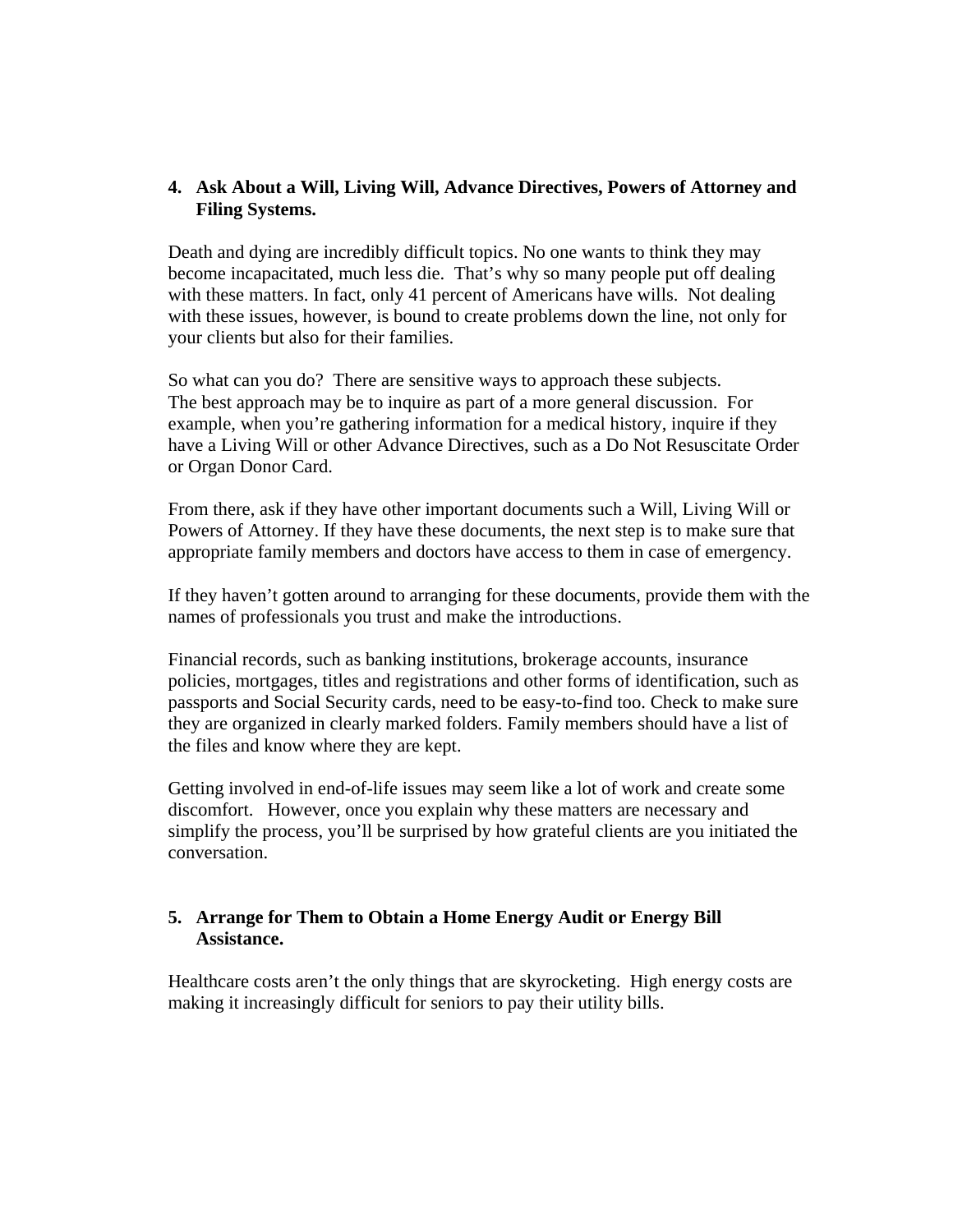4. **Ask About a Will, Living Will, Advance Directives, Powers of Attorney and Filing Systems.**

Death and dying are incredibly difficult topics. No one wants to think they may become incapacitated, much less die. That's why so many people put off dealing with these matters. In fact, only 41 percent of Americans have wills. Not dealing with these issues, however, is bound to create problems down the line, not only for your clients but also for their families.

So what can you do? There are sensitive ways to approach these subjects. The best approach may be to inquire as part of a more general discussion. For example, when you're gathering information for a medical history, inquire if they have a Living Will or other Advance Directives, such as a Do Not Resuscitate Order or Organ Donor Card.

From there, ask if they have other important documents such a Will, Living Will or Powers of Attorney. If they have these documents, the next step is to make sure that appropriate family members and doctors have access to them in case of emergency.

If they haven't gotten around to arranging for these documents, provide them with the names of professionals you trust and make the introductions.

Financial records, such as banking institutions, brokerage accounts, insurance policies, mortgages, titles and registrations and other forms of identification, such as passports and Social Security cards, need to be easy-to-find too. Check to make sure they are organized in clearly marked folders. Family members should have a list of the files and know where they are kept.

Getting involved in end-of-life issues may seem like a lot of work and create some discomfort. However, once you explain why these matters are necessary and simplify the process, you'll be surprised by how grateful clients are you initiated the conversation.

5. **Arrange for Them to Obtain a Home Energy Audit or Energy Bill Assistance.**

Healthcare costs aren't the only things that are skyrocketing. High energy costs are making it increasingly difficult for seniors to pay their utility bills.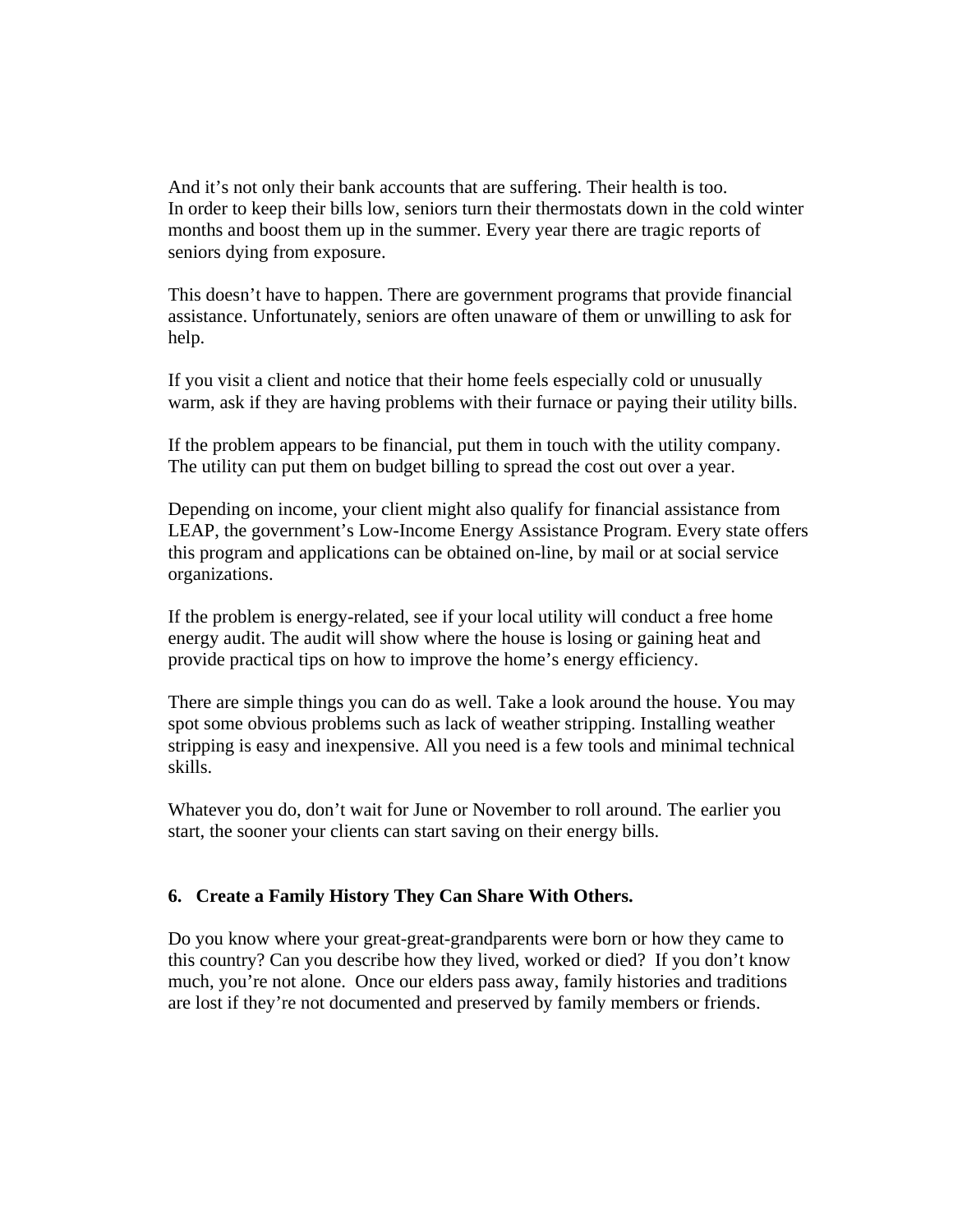And it's not only their bank accounts that are suffering. Their health is too. In order to keep their bills low, seniors turn their thermostats down in the cold winter months and boost them up in the summer. Every year there are tragic reports of seniors dying from exposure.

This doesn't have to happen. There are government programs that provide financial assistance. Unfortunately, seniors are often unaware of them or unwilling to ask for help.

If you visit a client and notice that their home feels especially cold or unusually warm, ask if they are having problems with their furnace or paying their utility bills.

If the problem appears to be financial, put them in touch with the utility company. The utility can put them on budget billing to spread the cost out over a year.

Depending on income, your client might also qualify for financial assistance from LEAP, the government's Low-Income Energy Assistance Program. Every state offers this program and applications can be obtained on-line, by mail or at social service organizations.

If the problem is energy-related, see if your local utility will conduct a free home energy audit. The audit will show where the house is losing or gaining heat and provide practical tips on how to improve the home's energy efficiency.

There are simple things you can do as well. Take a look around the house. You may spot some obvious problems such as lack of weather stripping. Installing weather stripping is easy and inexpensive. All you need is a few tools and minimal technical skills.

Whatever you do, don't wait for June or November to roll around. The earlier you start, the sooner your clients can start saving on their energy bills.

### 6. Create a Family History They Can Share With Others.

Do you know where your great-great-grandparents were born or how they came to this country? Can you describe how they lived, worked or died? If you don't know much, you're not alone. Once our elders pass away, family histories and traditions are lost if they're not documented and preserved by family members or friends.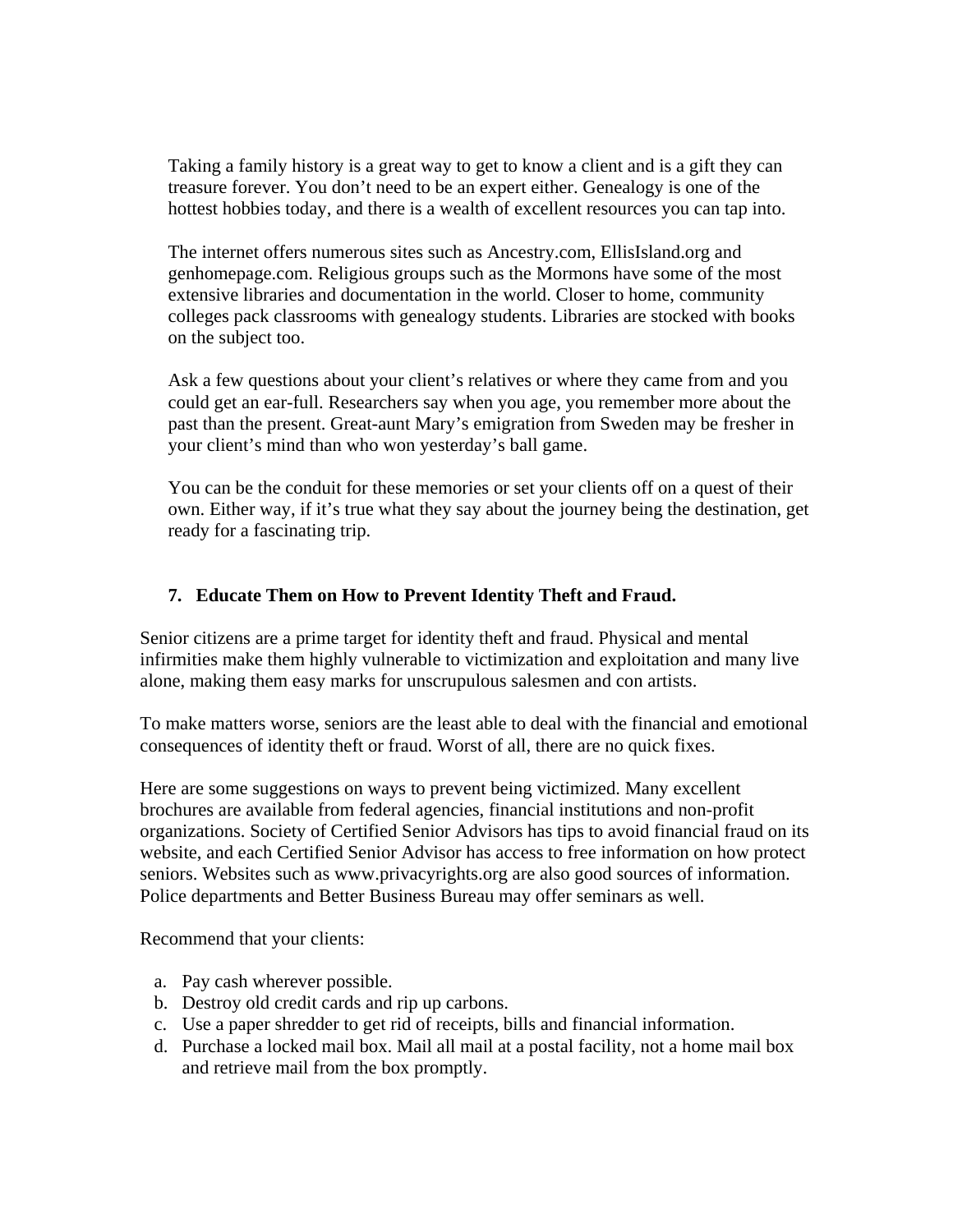Taking a family history is a great way to get to know a client and is a gift they can treasure forever. You don't need to be an expert either. Genealogy is one of the hottest hobbies today, and there is a wealth of excellent resources you can tap into.

The internet offers numerous sites such as Ancestry.com, EllisIsland.org and genhomepage.com. Religious groups such as the Mormons have some of the most extensive libraries and documentation in the world. Closer to home, community colleges pack classrooms with genealogy students. Libraries are stocked with books on the subject too.

Ask a few questions about your client's relatives or where they came from and you could get an ear-full. Researchers say when you age, you remember more about the past than the present. Great-aunt Mary's emigration from Sweden may be fresher in your client's mind than who won yesterday's ball game.

You can be the conduit for these memories or set your clients off on a quest of their own. Either way, if it's true what they say about the journey being the destination, get ready for a fascinating trip.

### 7. Educate Them on How to Prevent Identity Theft and Fraud.

Senior citizens are a prime target for identity theft and fraud. Physical and mental infirmities make them highly vulnerable to victimization and exploitation and many live alone, making them easy marks for unscrupulous salesmen and con artists.

To make matters worse, seniors are the least able to deal with the financial and emotional consequences of identity theft or fraud. Worst of all, there are no quick fixes.

Here are some suggestions on ways to prevent being victimized. Many excellent brochures are available from federal agencies, financial institutions and non-profit organizations. Society of Certified Senior Advisors has tips to avoid financial fraud on its website, and each Certified Senior Advisor has access to free information on how protect seniors. Websites such as www.privacyrights.org are also good sources of information. Police departments and Better Business Bureau may offer seminars as well.

Recommend that your clients:

a. Pay cash wherever possible.
b. Destroy old credit cards and rip up carbons.
c. Use a paper shredder to get rid of receipts, bills and financial information.
d. Purchase a locked mail box. Mail all mail at a postal facility, not a home mail box and retrieve mail from the box promptly.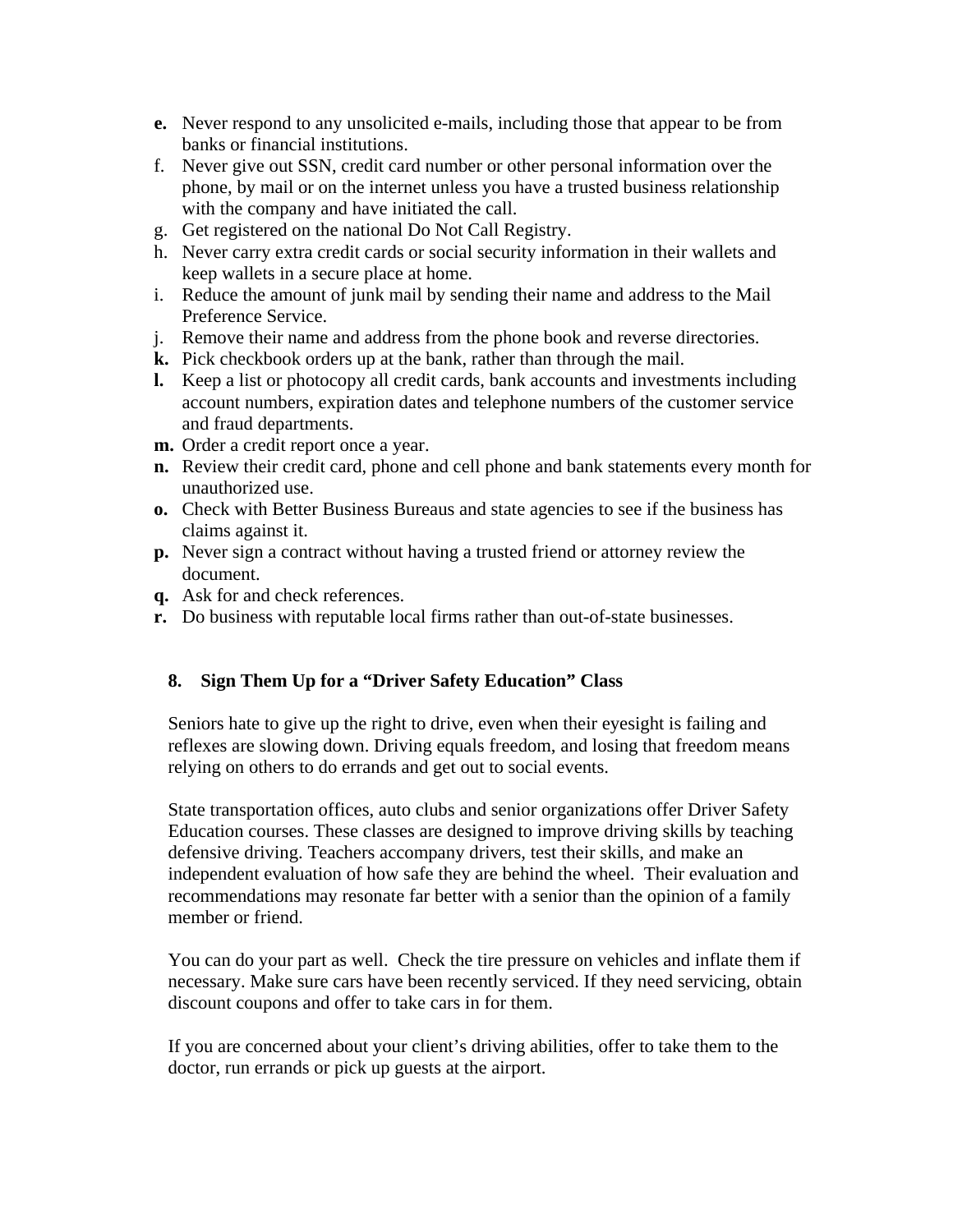e. Never respond to any unsolicited e-mails, including those that appear to be from banks or financial institutions.
f. Never give out SSN, credit card number or other personal information over the phone, by mail or on the internet unless you have a trusted business relationship with the company and have initiated the call.
g. Get registered on the national Do Not Call Registry.
h. Never carry extra credit cards or social security information in their wallets and keep wallets in a secure place at home.
i. Reduce the amount of junk mail by sending their name and address to the Mail Preference Service.
j. Remove their name and address from the phone book and reverse directories.
k. Pick checkbook orders up at the bank, rather than through the mail.
l. Keep a list or photocopy all credit cards, bank accounts and investments including account numbers, expiration dates and telephone numbers of the customer service and fraud departments.
m. Order a credit report once a year.
n. Review their credit card, phone and cell phone and bank statements every month for unauthorized use.
o. Check with Better Business Bureaus and state agencies to see if the business has claims against it.
p. Never sign a contract without having a trusted friend or attorney review the document.
q. Ask for and check references.
r. Do business with reputable local firms rather than out-of-state businesses.

## 8. Sign Them Up for a "Driver Safety Education" Class

Seniors hate to give up the right to drive, even when their eyesight is failing and reflexes are slowing down. Driving equals freedom, and losing that freedom means relying on others to do errands and get out to social events.

State transportation offices, auto clubs and senior organizations offer Driver Safety Education courses. These classes are designed to improve driving skills by teaching defensive driving. Teachers accompany drivers, test their skills, and make an independent evaluation of how safe they are behind the wheel. Their evaluation and recommendations may resonate far better with a senior than the opinion of a family member or friend.

You can do your part as well. Check the tire pressure on vehicles and inflate them if necessary. Make sure cars have been recently serviced. If they need servicing, obtain discount coupons and offer to take cars in for them.

If you are concerned about your client's driving abilities, offer to take them to the doctor, run errands or pick up guests at the airport.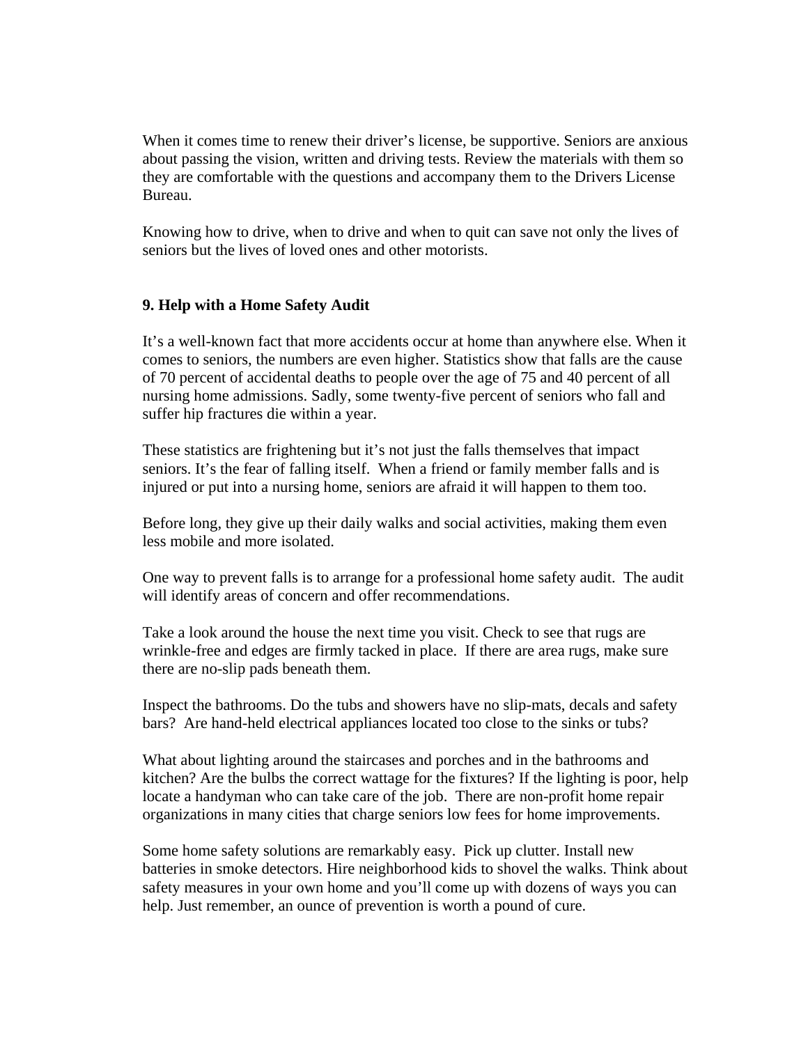When it comes time to renew their driver's license, be supportive. Seniors are anxious about passing the vision, written and driving tests. Review the materials with them so they are comfortable with the questions and accompany them to the Drivers License Bureau.

Knowing how to drive, when to drive and when to quit can save not only the lives of seniors but the lives of loved ones and other motorists.

### 9. Help with a Home Safety Audit

It's a well-known fact that more accidents occur at home than anywhere else. When it comes to seniors, the numbers are even higher. Statistics show that falls are the cause of 70 percent of accidental deaths to people over the age of 75 and 40 percent of all nursing home admissions. Sadly, some twenty-five percent of seniors who fall and suffer hip fractures die within a year.

These statistics are frightening but it's not just the falls themselves that impact seniors. It's the fear of falling itself. When a friend or family member falls and is injured or put into a nursing home, seniors are afraid it will happen to them too.

Before long, they give up their daily walks and social activities, making them even less mobile and more isolated.

One way to prevent falls is to arrange for a professional home safety audit. The audit will identify areas of concern and offer recommendations.

Take a look around the house the next time you visit. Check to see that rugs are wrinkle-free and edges are firmly tacked in place. If there are area rugs, make sure there are no-slip pads beneath them.

Inspect the bathrooms. Do the tubs and showers have no slip-mats, decals and safety bars? Are hand-held electrical appliances located too close to the sinks or tubs?

What about lighting around the staircases and porches and in the bathrooms and kitchen? Are the bulbs the correct wattage for the fixtures? If the lighting is poor, help locate a handyman who can take care of the job. There are non-profit home repair organizations in many cities that charge seniors low fees for home improvements.

Some home safety solutions are remarkably easy. Pick up clutter. Install new batteries in smoke detectors. Hire neighborhood kids to shovel the walks. Think about safety measures in your own home and you'll come up with dozens of ways you can help. Just remember, an ounce of prevention is worth a pound of cure.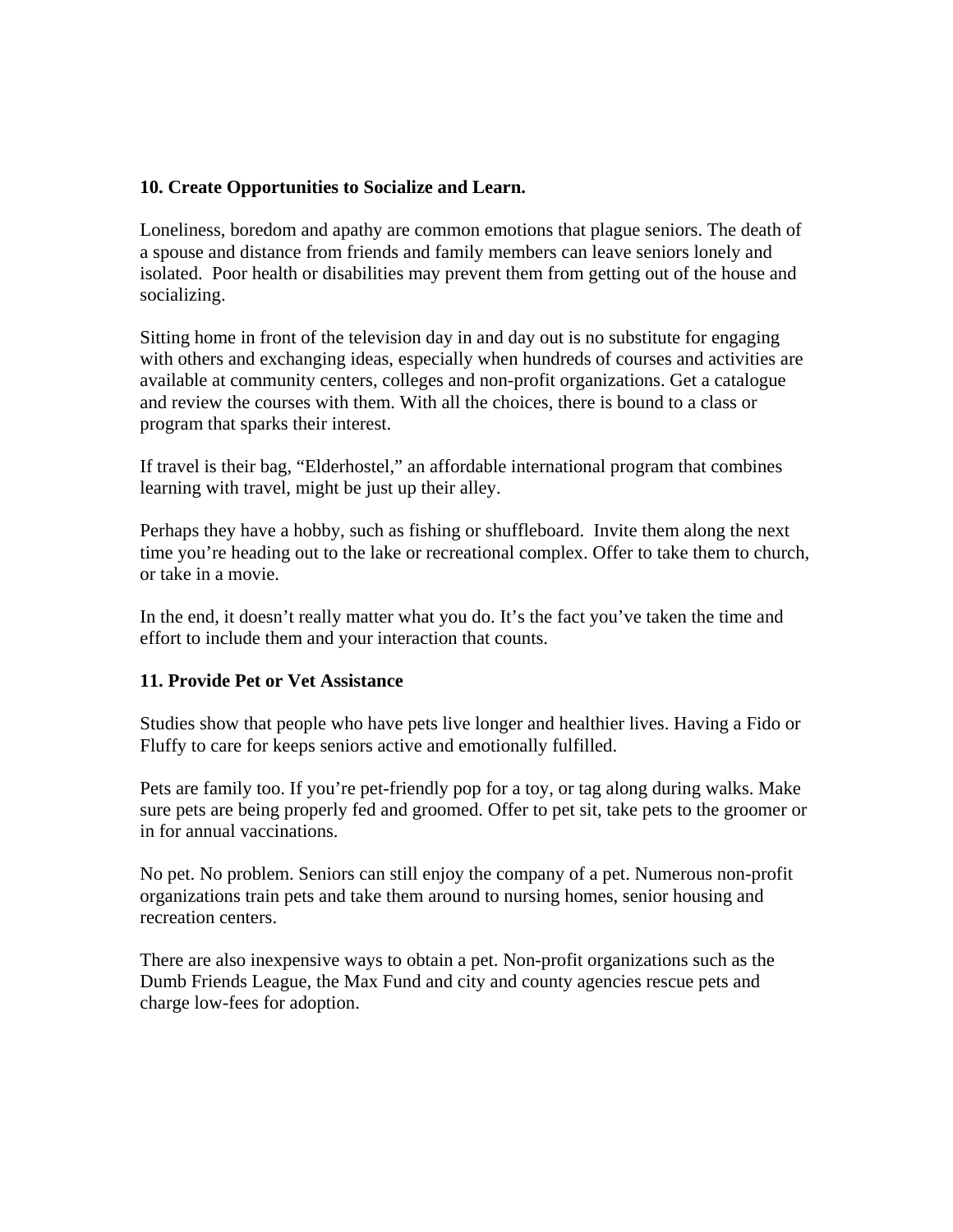**10. Create Opportunities to Socialize and Learn.**

Loneliness, boredom and apathy are common emotions that plague seniors. The death of a spouse and distance from friends and family members can leave seniors lonely and isolated. Poor health or disabilities may prevent them from getting out of the house and socializing.

Sitting home in front of the television day in and day out is no substitute for engaging with others and exchanging ideas, especially when hundreds of courses and activities are available at community centers, colleges and non-profit organizations. Get a catalogue and review the courses with them. With all the choices, there is bound to a class or program that sparks their interest.

If travel is their bag, "Elderhostel," an affordable international program that combines learning with travel, might be just up their alley.

Perhaps they have a hobby, such as fishing or shuffleboard. Invite them along the next time you're heading out to the lake or recreational complex. Offer to take them to church, or take in a movie.

In the end, it doesn't really matter what you do. It's the fact you've taken the time and effort to include them and your interaction that counts.

**11. Provide Pet or Vet Assistance**

Studies show that people who have pets live longer and healthier lives. Having a Fido or Fluffy to care for keeps seniors active and emotionally fulfilled.

Pets are family too. If you're pet-friendly pop for a toy, or tag along during walks. Make sure pets are being properly fed and groomed. Offer to pet sit, take pets to the groomer or in for annual vaccinations.

No pet. No problem. Seniors can still enjoy the company of a pet. Numerous non-profit organizations train pets and take them around to nursing homes, senior housing and recreation centers.

There are also inexpensive ways to obtain a pet. Non-profit organizations such as the Dumb Friends League, the Max Fund and city and county agencies rescue pets and charge low-fees for adoption.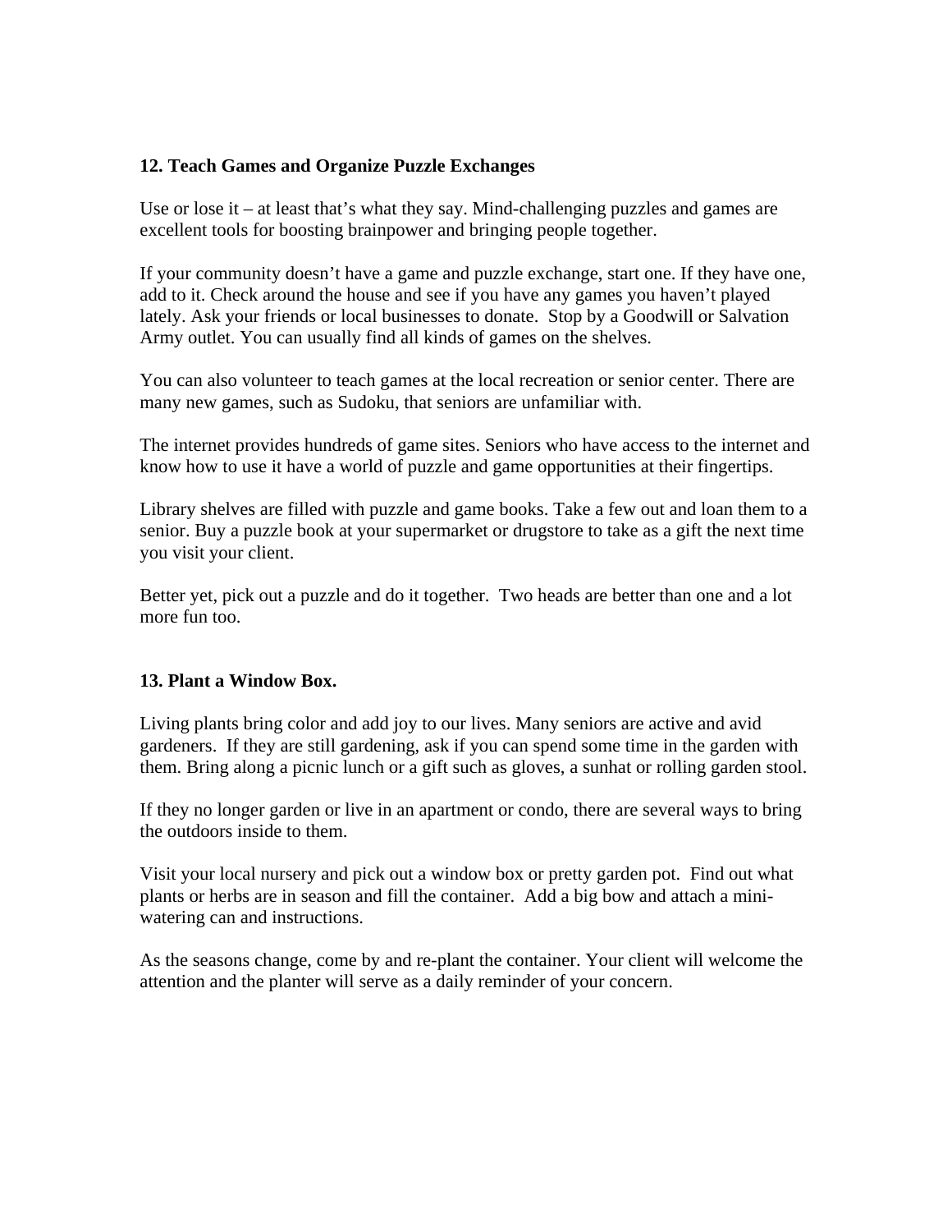**12. Teach Games and Organize Puzzle Exchanges**

Use or lose it – at least that's what they say. Mind-challenging puzzles and games are excellent tools for boosting brainpower and bringing people together.

If your community doesn't have a game and puzzle exchange, start one. If they have one, add to it. Check around the house and see if you have any games you haven't played lately. Ask your friends or local businesses to donate. Stop by a Goodwill or Salvation Army outlet. You can usually find all kinds of games on the shelves.

You can also volunteer to teach games at the local recreation or senior center. There are many new games, such as Sudoku, that seniors are unfamiliar with.

The internet provides hundreds of game sites. Seniors who have access to the internet and know how to use it have a world of puzzle and game opportunities at their fingertips.

Library shelves are filled with puzzle and game books. Take a few out and loan them to a senior. Buy a puzzle book at your supermarket or drugstore to take as a gift the next time you visit your client.

Better yet, pick out a puzzle and do it together. Two heads are better than one and a lot more fun too.

**13. Plant a Window Box.**

Living plants bring color and add joy to our lives. Many seniors are active and avid gardeners. If they are still gardening, ask if you can spend some time in the garden with them. Bring along a picnic lunch or a gift such as gloves, a sunhat or rolling garden stool.

If they no longer garden or live in an apartment or condo, there are several ways to bring the outdoors inside to them.

Visit your local nursery and pick out a window box or pretty garden pot. Find out what plants or herbs are in season and fill the container. Add a big bow and attach a mini-watering can and instructions.

As the seasons change, come by and re-plant the container. Your client will welcome the attention and the planter will serve as a daily reminder of your concern.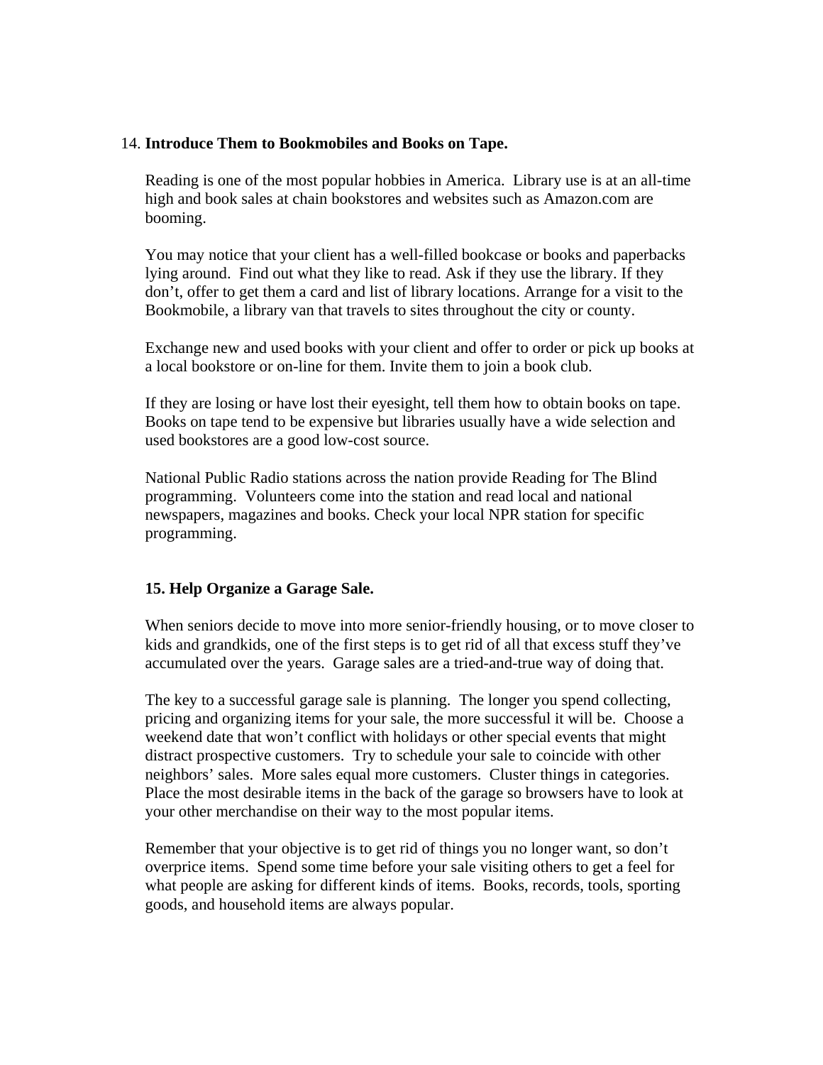14. **Introduce Them to Bookmobiles and Books on Tape.**

Reading is one of the most popular hobbies in America. Library use is at an all-time high and book sales at chain bookstores and websites such as Amazon.com are booming.

You may notice that your client has a well-filled bookcase or books and paperbacks lying around. Find out what they like to read. Ask if they use the library. If they don't, offer to get them a card and list of library locations. Arrange for a visit to the Bookmobile, a library van that travels to sites throughout the city or county.

Exchange new and used books with your client and offer to order or pick up books at a local bookstore or on-line for them. Invite them to join a book club.

If they are losing or have lost their eyesight, tell them how to obtain books on tape. Books on tape tend to be expensive but libraries usually have a wide selection and used bookstores are a good low-cost source.

National Public Radio stations across the nation provide Reading for The Blind programming. Volunteers come into the station and read local and national newspapers, magazines and books. Check your local NPR station for specific programming.

**15. Help Organize a Garage Sale.**

When seniors decide to move into more senior-friendly housing, or to move closer to kids and grandkids, one of the first steps is to get rid of all that excess stuff they've accumulated over the years. Garage sales are a tried-and-true way of doing that.

The key to a successful garage sale is planning. The longer you spend collecting, pricing and organizing items for your sale, the more successful it will be. Choose a weekend date that won't conflict with holidays or other special events that might distract prospective customers. Try to schedule your sale to coincide with other neighbors' sales. More sales equal more customers. Cluster things in categories. Place the most desirable items in the back of the garage so browsers have to look at your other merchandise on their way to the most popular items.

Remember that your objective is to get rid of things you no longer want, so don't overprice items. Spend some time before your sale visiting others to get a feel for what people are asking for different kinds of items. Books, records, tools, sporting goods, and household items are always popular.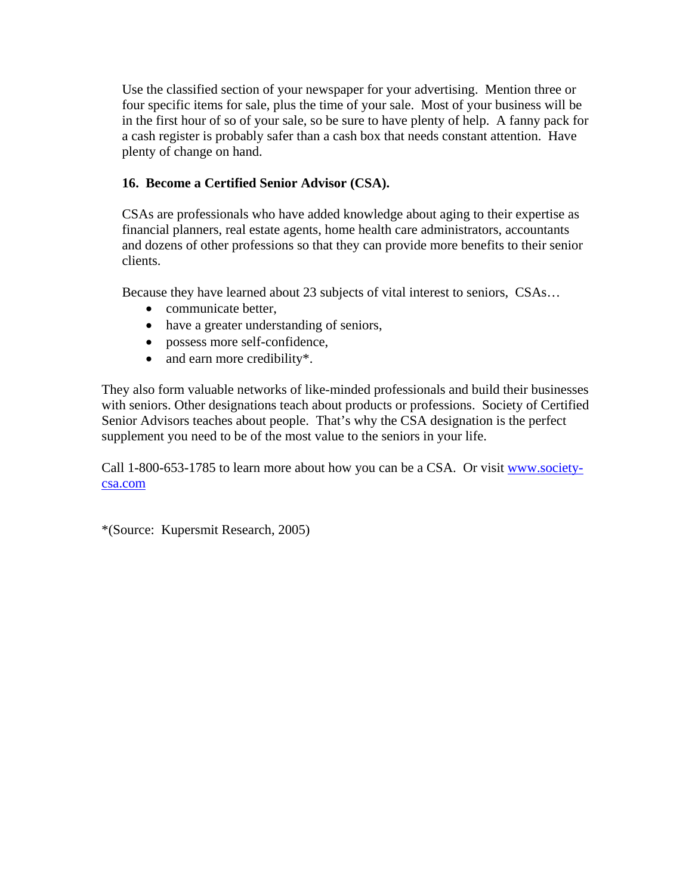Use the classified section of your newspaper for your advertising. Mention three or four specific items for sale, plus the time of your sale. Most of your business will be in the first hour of so of your sale, so be sure to have plenty of help. A fanny pack for a cash register is probably safer than a cash box that needs constant attention. Have plenty of change on hand.

**16. Become a Certified Senior Advisor (CSA).**

CSAs are professionals who have added knowledge about aging to their expertise as financial planners, real estate agents, home health care administrators, accountants and dozens of other professions so that they can provide more benefits to their senior clients.

Because they have learned about 23 subjects of vital interest to seniors, CSAs…

- communicate better,
- have a greater understanding of seniors,
- possess more self-confidence,
- and earn more credibility*.

They also form valuable networks of like-minded professionals and build their businesses with seniors. Other designations teach about products or professions. Society of Certified Senior Advisors teaches about people. That's why the CSA designation is the perfect supplement you need to be of the most value to the seniors in your life.

Call 1-800-653-1785 to learn more about how you can be a CSA. Or visit www.society-csa.com

*(Source: Kupersmit Research, 2005)